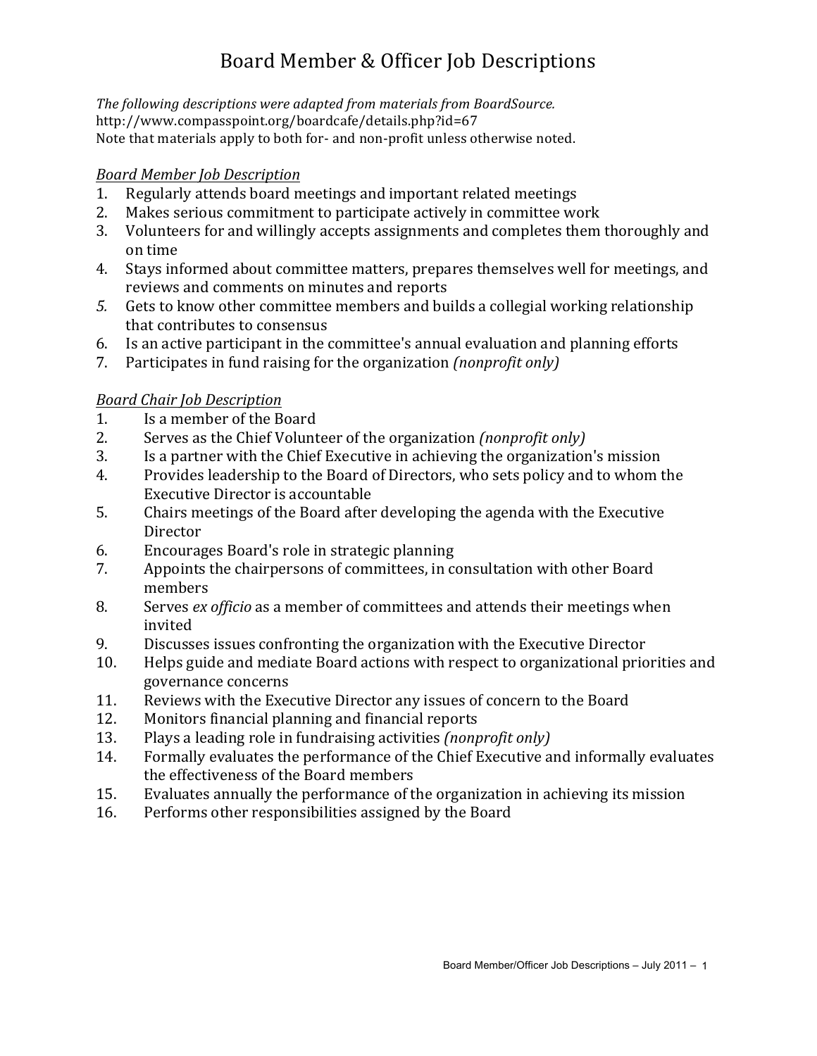# Board Member & Officer Job Descriptions

*The following descriptions were adapted from materials from BoardSource.*
http://www.compasspoint.org/boardcafe/details.php?id=67
Note that materials apply to both for- and non-profit unless otherwise noted.

## *Board Member Job Description*

1. Regularly attends board meetings and important related meetings
2. Makes serious commitment to participate actively in committee work
3. Volunteers for and willingly accepts assignments and completes them thoroughly and on time
4. Stays informed about committee matters, prepares themselves well for meetings, and reviews and comments on minutes and reports
5. Gets to know other committee members and builds a collegial working relationship that contributes to consensus
6. Is an active participant in the committee's annual evaluation and planning efforts
7. Participates in fund raising for the organization *(nonprofit only)*

## *Board Chair Job Description*

1. Is a member of the Board
2. Serves as the Chief Volunteer of the organization *(nonprofit only)*
3. Is a partner with the Chief Executive in achieving the organization's mission
4. Provides leadership to the Board of Directors, who sets policy and to whom the Executive Director is accountable
5. Chairs meetings of the Board after developing the agenda with the Executive Director
6. Encourages Board's role in strategic planning
7. Appoints the chairpersons of committees, in consultation with other Board members
8. Serves *ex officio* as a member of committees and attends their meetings when invited
9. Discusses issues confronting the organization with the Executive Director
10. Helps guide and mediate Board actions with respect to organizational priorities and governance concerns
11. Reviews with the Executive Director any issues of concern to the Board
12. Monitors financial planning and financial reports
13. Plays a leading role in fundraising activities *(nonprofit only)*
14. Formally evaluates the performance of the Chief Executive and informally evaluates the effectiveness of the Board members
15. Evaluates annually the performance of the organization in achieving its mission
16. Performs other responsibilities assigned by the Board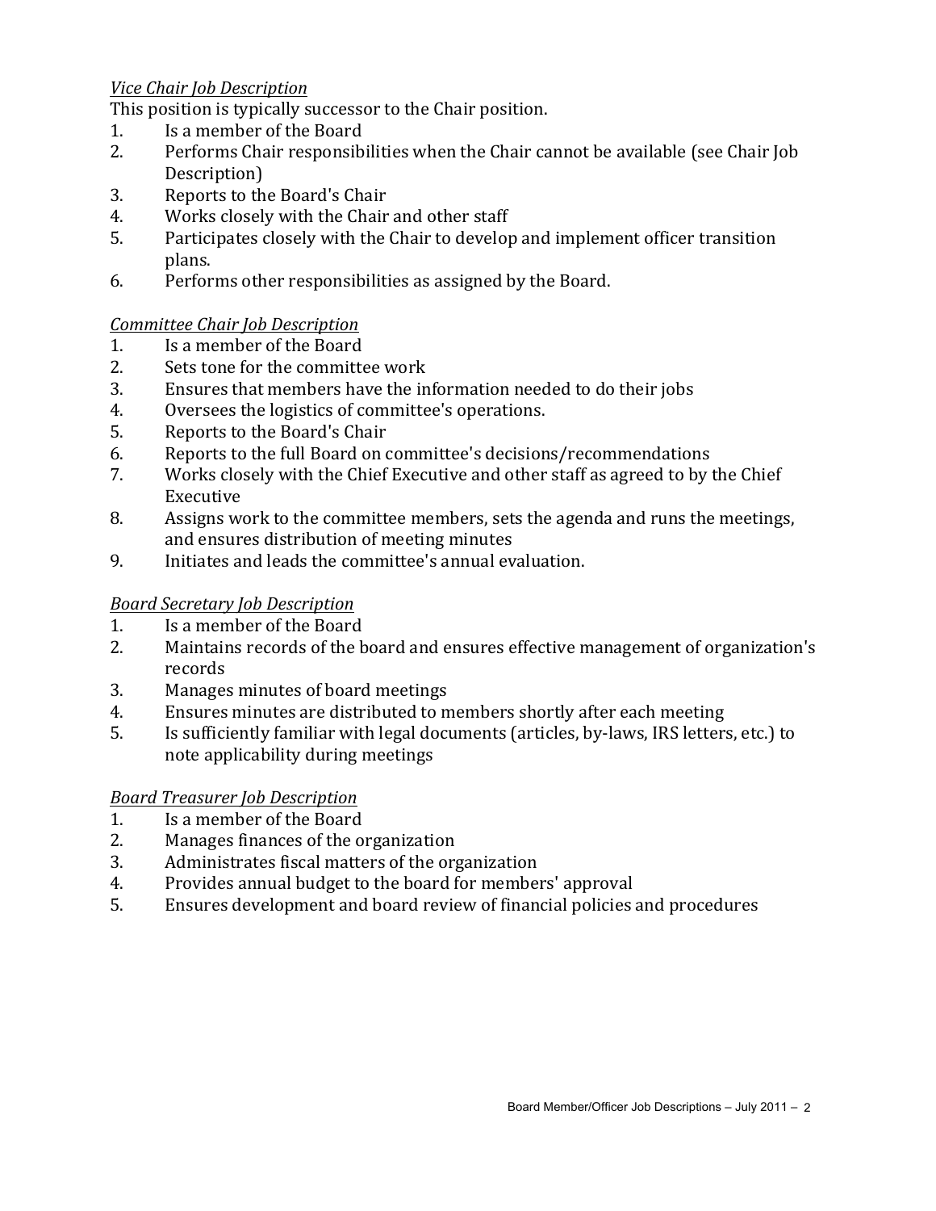*Vice Chair Job Description*

This position is typically successor to the Chair position.

1. Is a member of the Board
2. Performs Chair responsibilities when the Chair cannot be available (see Chair Job Description)
3. Reports to the Board's Chair
4. Works closely with the Chair and other staff
5. Participates closely with the Chair to develop and implement officer transition plans.
6. Performs other responsibilities as assigned by the Board.

*Committee Chair Job Description*

1. Is a member of the Board
2. Sets tone for the committee work
3. Ensures that members have the information needed to do their jobs
4. Oversees the logistics of committee's operations.
5. Reports to the Board's Chair
6. Reports to the full Board on committee's decisions/recommendations
7. Works closely with the Chief Executive and other staff as agreed to by the Chief Executive
8. Assigns work to the committee members, sets the agenda and runs the meetings, and ensures distribution of meeting minutes
9. Initiates and leads the committee's annual evaluation.

*Board Secretary Job Description*

1. Is a member of the Board
2. Maintains records of the board and ensures effective management of organization's records
3. Manages minutes of board meetings
4. Ensures minutes are distributed to members shortly after each meeting
5. Is sufficiently familiar with legal documents (articles, by-laws, IRS letters, etc.) to note applicability during meetings

*Board Treasurer Job Description*

1. Is a member of the Board
2. Manages finances of the organization
3. Administrates fiscal matters of the organization
4. Provides annual budget to the board for members' approval
5. Ensures development and board review of financial policies and procedures